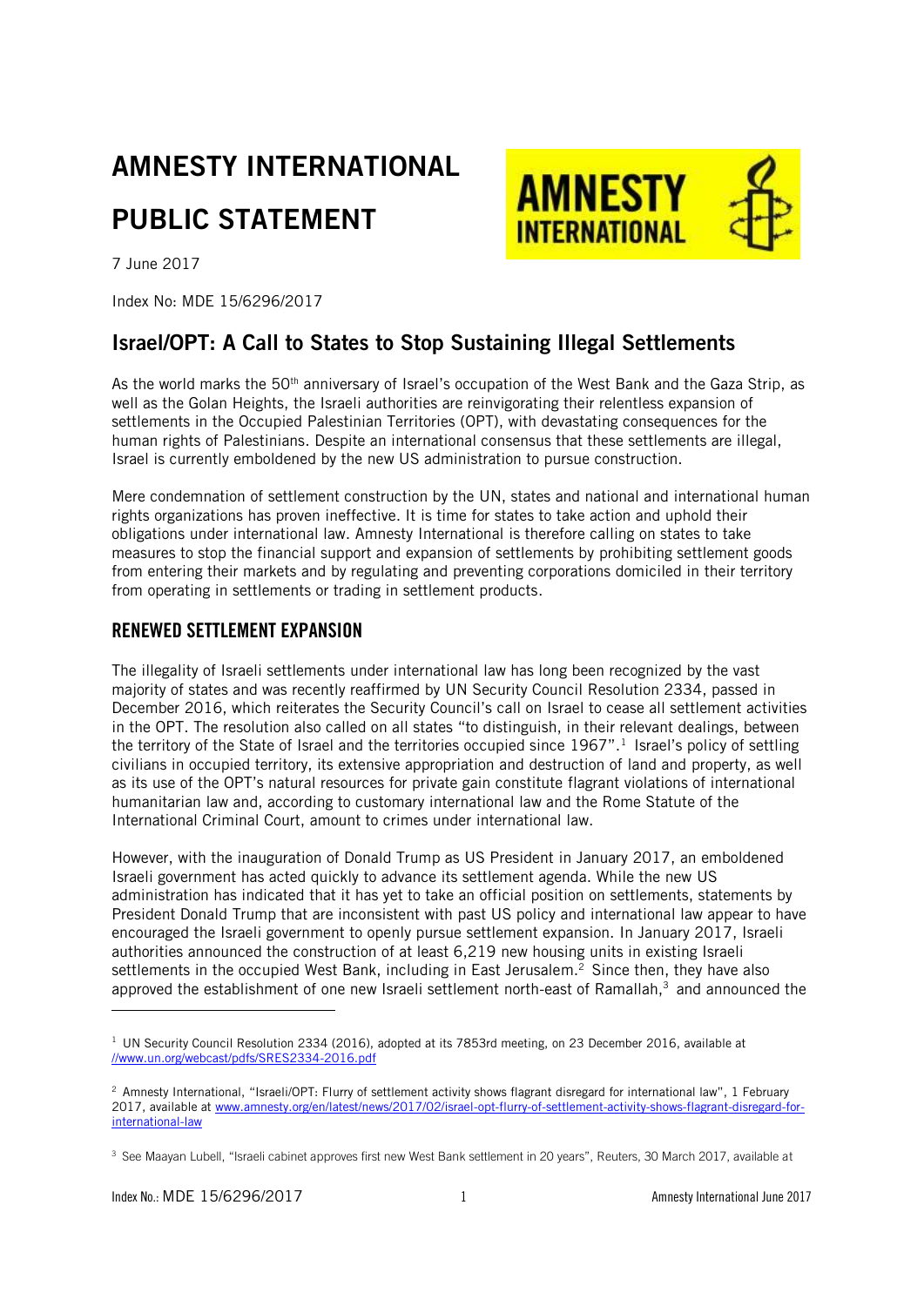# AMNESTY INTERNATIONAL

# PUBLIC STATEMENT

7 June 2017

Index No: MDE 15/6296/2017

## Israel/OPT: A Call to States to Stop Sustaining Illegal Settlements

As the world marks the 50th anniversary of Israel's occupation of the West Bank and the Gaza Strip, as well as the Golan Heights, the Israeli authorities are reinvigorating their relentless expansion of settlements in the Occupied Palestinian Territories (OPT), with devastating consequences for the human rights of Palestinians. Despite an international consensus that these settlements are illegal, Israel is currently emboldened by the new US administration to pursue construction.

Mere condemnation of settlement construction by the UN, states and national and international human rights organizations has proven ineffective. It is time for states to take action and uphold their obligations under international law. Amnesty International is therefore calling on states to take measures to stop the financial support and expansion of settlements by prohibiting settlement goods from entering their markets and by regulating and preventing corporations domiciled in their territory from operating in settlements or trading in settlement products.

### RENEWED SETTLEMENT EXPANSION

The illegality of Israeli settlements under international law has long been recognized by the vast majority of states and was recently reaffirmed by UN Security Council Resolution 2334, passed in December 2016, which reiterates the Security Council's call on Israel to cease all settlement activities in the OPT. The resolution also called on all states "to distinguish, in their relevant dealings, between the territory of the State of Israel and the territories occupied since 1967".[1] Israel's policy of settling civilians in occupied territory, its extensive appropriation and destruction of land and property, as well as its use of the OPT's natural resources for private gain constitute flagrant violations of international humanitarian law and, according to customary international law and the Rome Statute of the International Criminal Court, amount to crimes under international law.

However, with the inauguration of Donald Trump as US President in January 2017, an emboldened Israeli government has acted quickly to advance its settlement agenda. While the new US administration has indicated that it has yet to take an official position on settlements, statements by President Donald Trump that are inconsistent with past US policy and international law appear to have encouraged the Israeli government to openly pursue settlement expansion. In January 2017, Israeli authorities announced the construction of at least 6,219 new housing units in existing Israeli settlements in the occupied West Bank, including in East Jerusalem.[2] Since then, they have also approved the establishment of one new Israeli settlement north-east of Ramallah,[3] and announced the

---

[1] UN Security Council Resolution 2334 (2016), adopted at its 7853rd meeting, on 23 December 2016, available at //www.un.org/webcast/pdfs/SRES2334-2016.pdf

[2] Amnesty International, "Israeli/OPT: Flurry of settlement activity shows flagrant disregard for international law", 1 February 2017, available at www.amnesty.org/en/latest/news/2017/02/israel-opt-flurry-of-settlement-activity-shows-flagrant-disregard-for-international-law

[3] See Maayan Lubell, "Israeli cabinet approves first new West Bank settlement in 20 years", Reuters, 30 March 2017, available at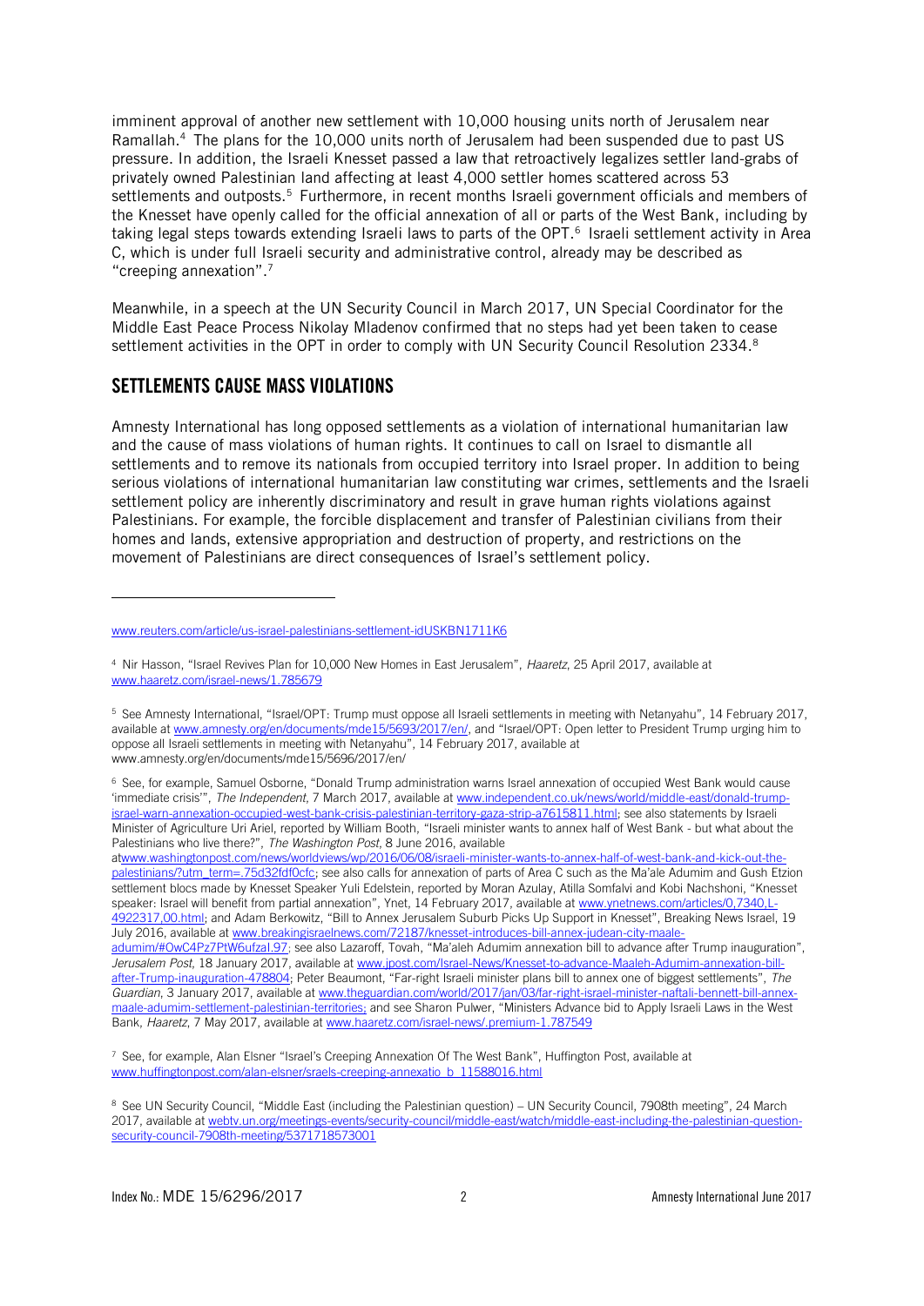imminent approval of another new settlement with 10,000 housing units north of Jerusalem near Ramallah.[4] The plans for the 10,000 units north of Jerusalem had been suspended due to past US pressure. In addition, the Israeli Knesset passed a law that retroactively legalizes settler land-grabs of privately owned Palestinian land affecting at least 4,000 settler homes scattered across 53 settlements and outposts.[5] Furthermore, in recent months Israeli government officials and members of the Knesset have openly called for the official annexation of all or parts of the West Bank, including by taking legal steps towards extending Israeli laws to parts of the OPT.[6] Israeli settlement activity in Area C, which is under full Israeli security and administrative control, already may be described as "creeping annexation".[7]

Meanwhile, in a speech at the UN Security Council in March 2017, UN Special Coordinator for the Middle East Peace Process Nikolay Mladenov confirmed that no steps had yet been taken to cease settlement activities in the OPT in order to comply with UN Security Council Resolution 2334.[8]

## SETTLEMENTS CAUSE MASS VIOLATIONS

Amnesty International has long opposed settlements as a violation of international humanitarian law and the cause of mass violations of human rights. It continues to call on Israel to dismantle all settlements and to remove its nationals from occupied territory into Israel proper. In addition to being serious violations of international humanitarian law constituting war crimes, settlements and the Israeli settlement policy are inherently discriminatory and result in grave human rights violations against Palestinians. For example, the forcible displacement and transfer of Palestinian civilians from their homes and lands, extensive appropriation and destruction of property, and restrictions on the movement of Palestinians are direct consequences of Israel's settlement policy.

---

www.reuters.com/article/us-israel-palestinians-settlement-idUSKBN1711K6

[4] Nir Hasson, "Israel Revives Plan for 10,000 New Homes in East Jerusalem", *Haaretz*, 25 April 2017, available at www.haaretz.com/israel-news/1.785679

[5] See Amnesty International, "Israel/OPT: Trump must oppose all Israeli settlements in meeting with Netanyahu", 14 February 2017, available at www.amnesty.org/en/documents/mde15/5693/2017/en/, and "Israel/OPT: Open letter to President Trump urging him to oppose all Israeli settlements in meeting with Netanyahu", 14 February 2017, available at www.amnesty.org/en/documents/mde15/5696/2017/en/

[6] See, for example, Samuel Osborne, "Donald Trump administration warns Israel annexation of occupied West Bank would cause 'immediate crisis'", *The Independent*, 7 March 2017, available at www.independent.co.uk/news/world/middle-east/donald-trump-israel-warn-annexation-occupied-west-bank-crisis-palestinian-territory-gaza-strip-a7615811.html; see also statements by Israeli Minister of Agriculture Uri Ariel, reported by William Booth, "Israeli minister wants to annex half of West Bank - but what about the Palestinians who live there?", *The Washington Post*, 8 June 2016, available atwww.washingtonpost.com/news/worldviews/wp/2016/06/08/israeli-minister-wants-to-annex-half-of-west-bank-and-kick-out-the-palestinians/?utm_term=.75d32fdf0cfc; see also calls for annexation of parts of Area C such as the Ma'ale Adumim and Gush Etzion settlement blocs made by Knesset Speaker Yuli Edelstein, reported by Moran Azulay, Atilla Somfalvi and Kobi Nachshoni, "Knesset speaker: Israel will benefit from partial annexation", Ynet, 14 February 2017, available at www.ynetnews.com/articles/0,7340,L-4922317,00.html; and Adam Berkowitz, "Bill to Annex Jerusalem Suburb Picks Up Support in Knesset", Breaking News Israel, 19 July 2016, available at www.breakingisraelnews.com/72187/knesset-introduces-bill-annex-judean-city-maale-adumim/#OwC4Pz7PtW6ufzaI.97; see also Lazaroff, Tovah, "Ma'aleh Adumim annexation bill to advance after Trump inauguration", *Jerusalem Post*, 18 January 2017, available at www.jpost.com/Israel-News/Knesset-to-advance-Maaleh-Adumim-annexation-bill-after-Trump-inauguration-478804; Peter Beaumont, "Far-right Israeli minister plans bill to annex one of biggest settlements", *The Guardian*, 3 January 2017, available at www.theguardian.com/world/2017/jan/03/far-right-israel-minister-naftali-bennett-bill-annex-maale-adumim-settlement-palestinian-territories; and see Sharon Pulwer, "Ministers Advance bid to Apply Israeli Laws in the West Bank, *Haaretz*, 7 May 2017, available at www.haaretz.com/israel-news/.premium-1.787549

[7] See, for example, Alan Elsner "Israel's Creeping Annexation Of The West Bank", Huffington Post, available at www.huffingtonpost.com/alan-elsner/sraels-creeping-annexatio_b_11588016.html

[8] See UN Security Council, "Middle East (including the Palestinian question) – UN Security Council, 7908th meeting", 24 March 2017, available at webtv.un.org/meetings-events/security-council/middle-east/watch/middle-east-including-the-palestinian-question-security-council-7908th-meeting/5371718573001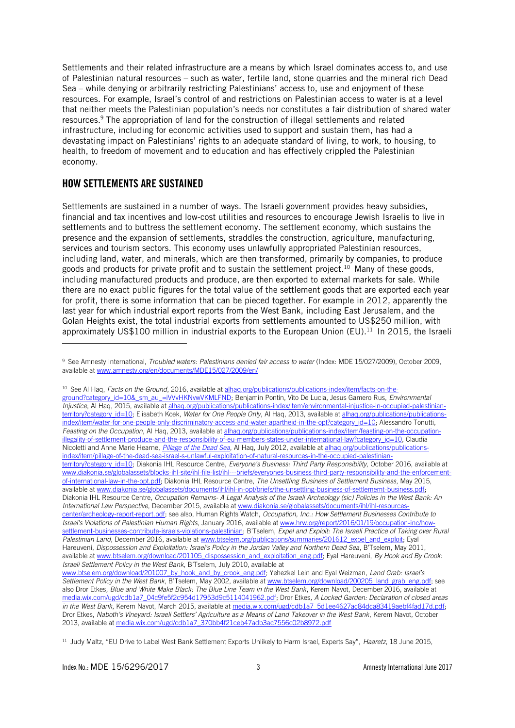Settlements and their related infrastructure are a means by which Israel dominates access to, and use of Palestinian natural resources – such as water, fertile land, stone quarries and the mineral rich Dead Sea – while denying or arbitrarily restricting Palestinians' access to, use and enjoyment of these resources. For example, Israel's control of and restrictions on Palestinian access to water is at a level that neither meets the Palestinian population's needs nor constitutes a fair distribution of shared water resources.[9] The appropriation of land for the construction of illegal settlements and related infrastructure, including for economic activities used to support and sustain them, has had a devastating impact on Palestinians' rights to an adequate standard of living, to work, to housing, to health, to freedom of movement and to education and has effectively crippled the Palestinian economy.

## HOW SETTLEMENTS ARE SUSTAINED

Settlements are sustained in a number of ways. The Israeli government provides heavy subsidies, financial and tax incentives and low-cost utilities and resources to encourage Jewish Israelis to live in settlements and to buttress the settlement economy. The settlement economy, which sustains the presence and the expansion of settlements, straddles the construction, agriculture, manufacturing, services and tourism sectors. This economy uses unlawfully appropriated Palestinian resources, including land, water, and minerals, which are then transformed, primarily by companies, to produce goods and products for private profit and to sustain the settlement project.[10] Many of these goods, including manufactured products and produce, are then exported to external markets for sale. While there are no exact public figures for the total value of the settlement goods that are exported each year for profit, there is some information that can be pieced together. For example in 2012, apparently the last year for which industrial export reports from the West Bank, including East Jerusalem, and the Golan Heights exist, the total industrial exports from settlements amounted to US$250 million, with approximately US$100 million in industrial exports to the European Union (EU).[11] In 2015, the Israeli

---

[9] See Amnesty International, *Troubled waters: Palestinians denied fair access to water* (Index: MDE 15/027/2009), October 2009, available at www.amnesty.org/en/documents/MDE15/027/2009/en/

[10] See Al Haq, *Facts on the Ground*, 2016, available at alhaq.org/publications/publications-index/item/facts-on-the-ground?category_id=10&_sm_au_=iVVvHKNvwVKMLFND; Benjamin Pontin, Vito De Lucia, Jesus Gamero Rus, *Environmental Injustice*, Al Haq, 2015, available at alhaq.org/publications/publications-index/item/environmental-injustice-in-occupied-palestinian-territory?category_id=10; Elisabeth Koek, *Water for One People Only*, Al Haq, 2013, available at alhaq.org/publications/publications-index/item/water-for-one-people-only-discriminatory-access-and-water-apartheid-in-the-opt?category_id=10; Alessandro Tonutti, *Feasting on the Occupation*, Al Haq, 2013, available at alhaq.org/publications/publications-index/item/feasting-on-the-occupation-illegality-of-settlement-produce-and-the-responsibility-of-eu-members-states-under-international-law?category_id=10, Claudia Nicoletti and Anne Marie Hearne, *Pillage of the Dead Sea*, Al Haq, July 2012, available at alhaq.org/publications/publications-index/item/pillage-of-the-dead-sea-israel-s-unlawful-exploitation-of-natural-resources-in-the-occupied-palestinian-territory?category_id=10; Diakonia IHL Resource Centre, *Everyone's Business: Third Party Responsibility*, October 2016, available at www.diakonia.se/globalassets/blocks-ihl-site/ihl-file-list/ihl---briefs/everyones-business-third-party-responsibility-and-the-enforcement-of-international-law-in-the-opt.pdf; Diakonia IHL Resource Centre, *The Unsettling Business of Settlement Business*, May 2015, available at www.diakonia.se/globalassets/documents/ihl/ihl-in-opt/briefs/the-unsettling-business-of-settlememt-business.pdf; Diakonia IHL Resource Centre, *Occupation Remains- A Legal Analysis of the Israeli Archeology (sic) Policies in the West Bank: An International Law Perspective*, December 2015, available at www.diakonia.se/globalassets/documents/ihl/ihl-resources-center/archeology-report-report.pdf; see also, Human Rights Watch, *Occupation, Inc.: How Settlement Businesses Contribute to Israel's Violations of Palestinian Human Rights*, January 2016, available at www.hrw.org/report/2016/01/19/occupation-inc/how-settlement-businesses-contribute-israels-violations-palestinian; B'Tselem, *Expel and Exploit: The Israeli Practice of Taking over Rural Palestinian Land*, December 2016, available at www.btselem.org/publications/summaries/201612_expel_and_exploit; Eyal Hareuveni, *Dispossession and Exploitation: Israel's Policy in the Jordan Valley and Northern Dead Sea*, B'Tselem, May 2011, available at www.btselem.org/download/201105_dispossession_and_exploitation_eng.pdf; Eyal Hareuveni, *By Hook and By Crook: Israeli Settlement Policy in the West Bank*, B'Tselem, July 2010, available at www.btselem.org/download/201007_by_hook_and_by_crook_eng.pdf; Yehezkel Lein and Eyal Weizman, *Land Grab: Israel's Settlement Policy in the West Bank*, B'Tselem, May 2002, available at www.btselem.org/download/200205_land_grab_eng.pdf; see also Dror Etkes, *Blue and White Make Black: The Blue Line Team in the West Bank*, Kerem Navot, December 2016, available at media.wix.com/ugd/cdb1a7_04c9fe5f2c954d17953d9c5114041962.pdf; Dror Etkes, *A Locked Garden: Declaration of closed areas in the West Bank*, Kerem Navot, March 2015, available at media.wix.com/ugd/cdb1a7_5d1ee4627ac84dca83419aebf4fad17d.pdf; Dror Etkes, *Naboth's Vineyard: Israeli Settlers' Agriculture as a Means of Land Takeover in the West Bank*, Kerem Navot, October 2013, available at media.wix.com/ugd/cdb1a7_370bb4f21ceb47adb3ac7556c02b8972.pdf

[11] Judy Maltz, "EU Drive to Label West Bank Settlement Exports Unlikely to Harm Israel, Experts Say", *Haaretz*, 18 June 2015,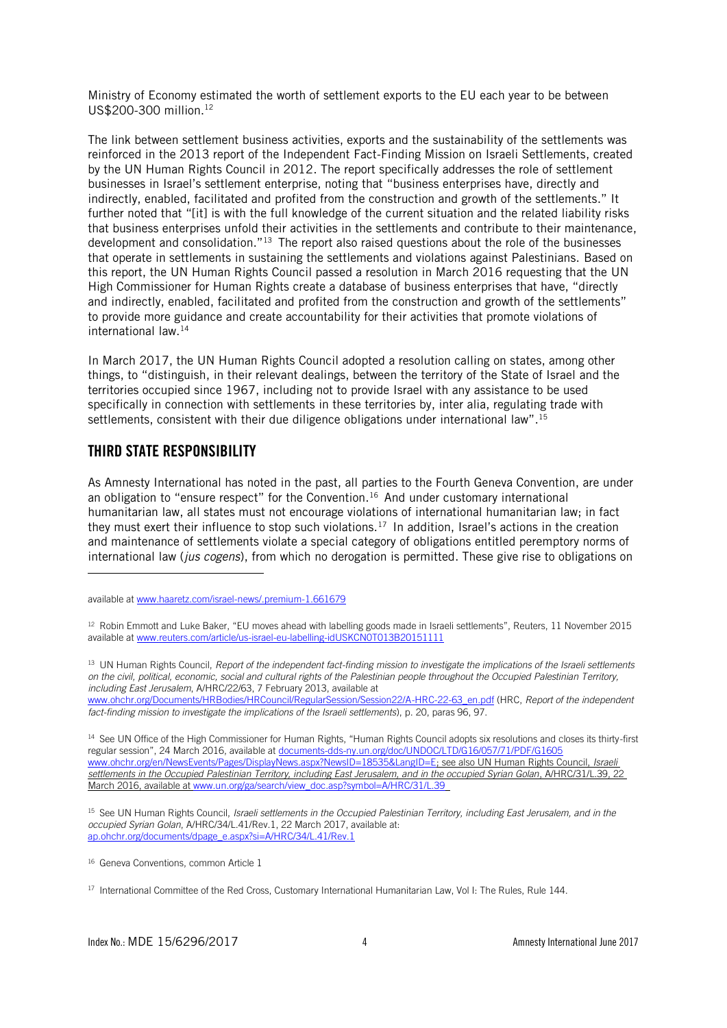Ministry of Economy estimated the worth of settlement exports to the EU each year to be between US$200-300 million.[12]

The link between settlement business activities, exports and the sustainability of the settlements was reinforced in the 2013 report of the Independent Fact-Finding Mission on Israeli Settlements, created by the UN Human Rights Council in 2012. The report specifically addresses the role of settlement businesses in Israel's settlement enterprise, noting that "business enterprises have, directly and indirectly, enabled, facilitated and profited from the construction and growth of the settlements." It further noted that "[it] is with the full knowledge of the current situation and the related liability risks that business enterprises unfold their activities in the settlements and contribute to their maintenance, development and consolidation."[13] The report also raised questions about the role of the businesses that operate in settlements in sustaining the settlements and violations against Palestinians. Based on this report, the UN Human Rights Council passed a resolution in March 2016 requesting that the UN High Commissioner for Human Rights create a database of business enterprises that have, "directly and indirectly, enabled, facilitated and profited from the construction and growth of the settlements" to provide more guidance and create accountability for their activities that promote violations of international law.[14]

In March 2017, the UN Human Rights Council adopted a resolution calling on states, among other things, to "distinguish, in their relevant dealings, between the territory of the State of Israel and the territories occupied since 1967, including not to provide Israel with any assistance to be used specifically in connection with settlements in these territories by, inter alia, regulating trade with settlements, consistent with their due diligence obligations under international law".[15]

## THIRD STATE RESPONSIBILITY

As Amnesty International has noted in the past, all parties to the Fourth Geneva Convention, are under an obligation to "ensure respect" for the Convention.[16] And under customary international humanitarian law, all states must not encourage violations of international humanitarian law; in fact they must exert their influence to stop such violations.[17] In addition, Israel's actions in the creation and maintenance of settlements violate a special category of obligations entitled peremptory norms of international law (*jus cogens*), from which no derogation is permitted. These give rise to obligations on

---

available at www.haaretz.com/israel-news/.premium-1.661679

[12] Robin Emmott and Luke Baker, "EU moves ahead with labelling goods made in Israeli settlements", Reuters, 11 November 2015 available at www.reuters.com/article/us-israel-eu-labelling-idUSKCN0T013B20151111

[13] UN Human Rights Council, *Report of the independent fact-finding mission to investigate the implications of the Israeli settlements on the civil, political, economic, social and cultural rights of the Palestinian people throughout the Occupied Palestinian Territory, including East Jerusalem*, A/HRC/22/63, 7 February 2013, available at www.ohchr.org/Documents/HRBodies/HRCouncil/RegularSession/Session22/A-HRC-22-63_en.pdf (HRC, *Report of the independent fact-finding mission to investigate the implications of the Israeli settlements*), p. 20, paras 96, 97.

[14] See UN Office of the High Commissioner for Human Rights, "Human Rights Council adopts six resolutions and closes its thirty-first regular session", 24 March 2016, available at documents-dds-ny.un.org/doc/UNDOC/LTD/G16/057/71/PDF/G1605 www.ohchr.org/en/NewsEvents/Pages/DisplayNews.aspx?NewsID=18535&LangID=E; see also UN Human Rights Council, *Israeli settlements in the Occupied Palestinian Territory, including East Jerusalem, and in the occupied Syrian Golan*, A/HRC/31/L.39, 22 March 2016, available at www.un.org/ga/search/view_doc.asp?symbol=A/HRC/31/L.39

[15] See UN Human Rights Council, *Israeli settlements in the Occupied Palestinian Territory, including East Jerusalem, and in the occupied Syrian Golan*, A/HRC/34/L.41/Rev.1, 22 March 2017, available at: ap.ohchr.org/documents/dpage_e.aspx?si=A/HRC/34/L.41/Rev.1

[16] Geneva Conventions, common Article 1

[17] International Committee of the Red Cross, Customary International Humanitarian Law, Vol I: The Rules, Rule 144.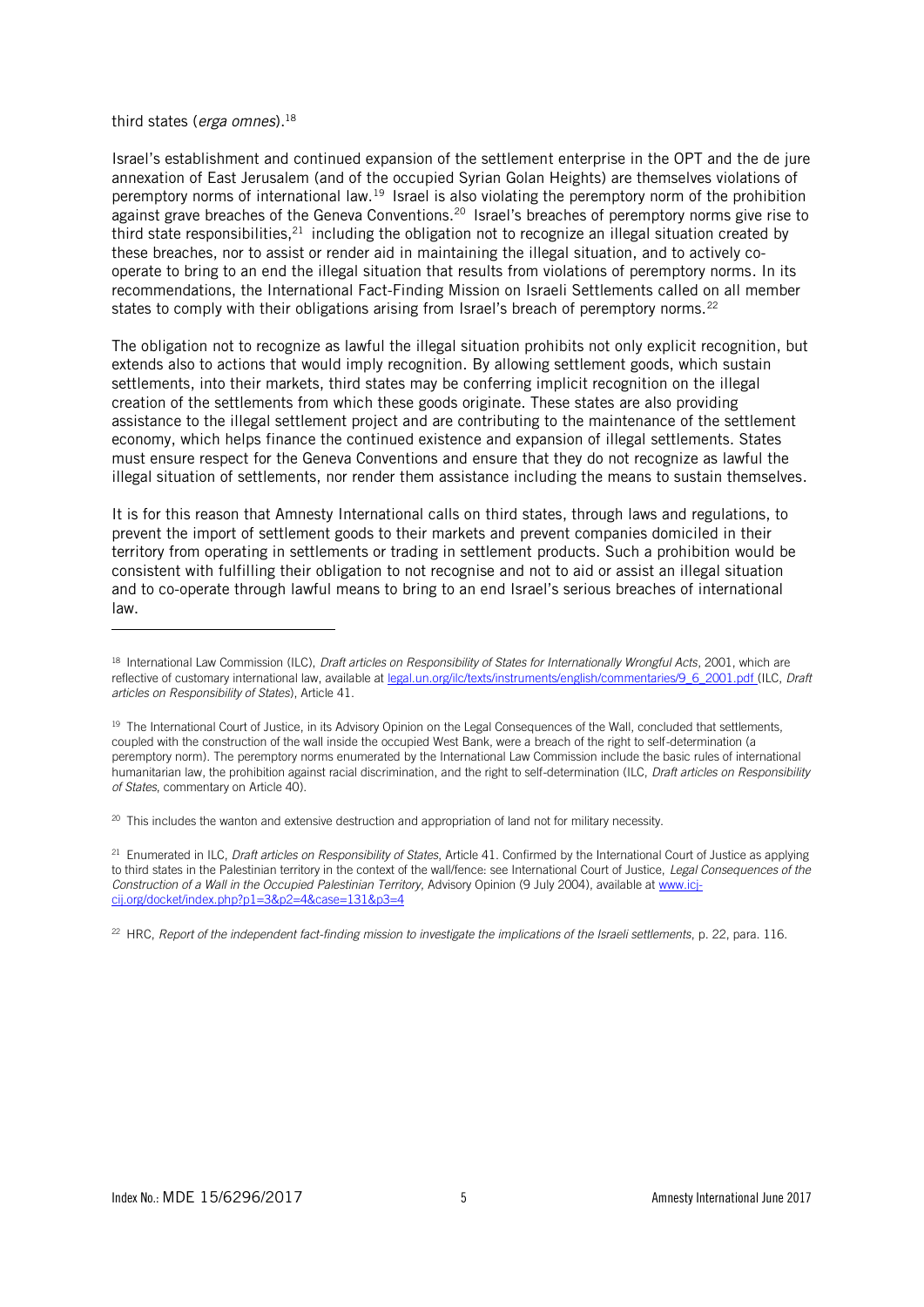third states (*erga omnes*).[18]

Israel's establishment and continued expansion of the settlement enterprise in the OPT and the de jure annexation of East Jerusalem (and of the occupied Syrian Golan Heights) are themselves violations of peremptory norms of international law.[19] Israel is also violating the peremptory norm of the prohibition against grave breaches of the Geneva Conventions.[20] Israel's breaches of peremptory norms give rise to third state responsibilities,[21] including the obligation not to recognize an illegal situation created by these breaches, nor to assist or render aid in maintaining the illegal situation, and to actively co-operate to bring to an end the illegal situation that results from violations of peremptory norms. In its recommendations, the International Fact-Finding Mission on Israeli Settlements called on all member states to comply with their obligations arising from Israel's breach of peremptory norms.[22]

The obligation not to recognize as lawful the illegal situation prohibits not only explicit recognition, but extends also to actions that would imply recognition. By allowing settlement goods, which sustain settlements, into their markets, third states may be conferring implicit recognition on the illegal creation of the settlements from which these goods originate. These states are also providing assistance to the illegal settlement project and are contributing to the maintenance of the settlement economy, which helps finance the continued existence and expansion of illegal settlements. States must ensure respect for the Geneva Conventions and ensure that they do not recognize as lawful the illegal situation of settlements, nor render them assistance including the means to sustain themselves.

It is for this reason that Amnesty International calls on third states, through laws and regulations, to prevent the import of settlement goods to their markets and prevent companies domiciled in their territory from operating in settlements or trading in settlement products. Such a prohibition would be consistent with fulfilling their obligation to not recognise and not to aid or assist an illegal situation and to co-operate through lawful means to bring to an end Israel's serious breaches of international law.

---

[18] International Law Commission (ILC), *Draft articles on Responsibility of States for Internationally Wrongful Acts*, 2001, which are reflective of customary international law, available at legal.un.org/ilc/texts/instruments/english/commentaries/9_6_2001.pdf (ILC, *Draft articles on Responsibility of States*), Article 41.

[19] The International Court of Justice, in its Advisory Opinion on the Legal Consequences of the Wall, concluded that settlements, coupled with the construction of the wall inside the occupied West Bank, were a breach of the right to self-determination (a peremptory norm). The peremptory norms enumerated by the International Law Commission include the basic rules of international humanitarian law, the prohibition against racial discrimination, and the right to self-determination (ILC, *Draft articles on Responsibility of States*, commentary on Article 40).

[20] This includes the wanton and extensive destruction and appropriation of land not for military necessity.

[21] Enumerated in ILC, *Draft articles on Responsibility of States*, Article 41. Confirmed by the International Court of Justice as applying to third states in the Palestinian territory in the context of the wall/fence: see International Court of Justice, *Legal Consequences of the Construction of a Wall in the Occupied Palestinian Territory*, Advisory Opinion (9 July 2004), available at www.icj-cij.org/docket/index.php?p1=3&p2=4&case=131&p3=4

[22] HRC, *Report of the independent fact-finding mission to investigate the implications of the Israeli settlements*, p. 22, para. 116.